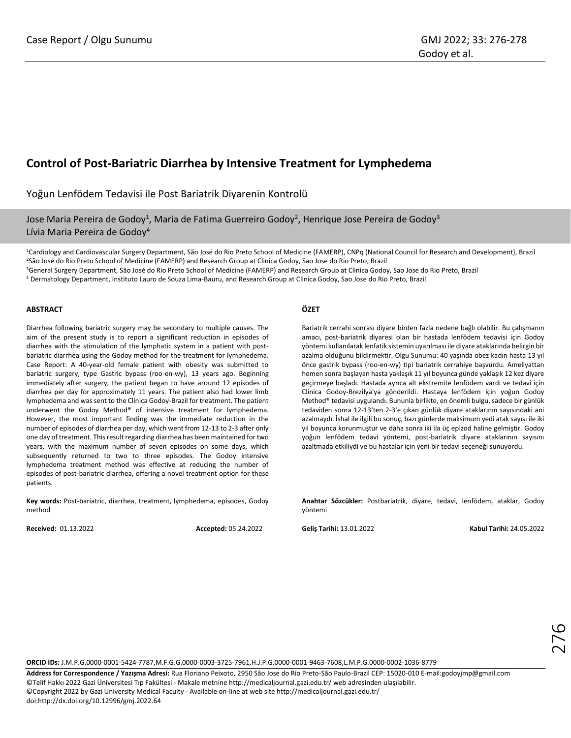Case Report / Olgu Sunumu

# Control of Post-Bariatric Diarrhea by Intensive Treatment for Lymphedema

Yoğun Lenfödem Tedavisi ile Post Bariatrik Diyarenin Kontrolü

Jose Maria Pereira de Godoy[1], Maria de Fatima Guerreiro Godoy[2], Henrique Jose Pereira de Godoy[3]
Lívia Maria Pereira de Godoy[4]

[1]Cardiology and Cardiovascular Surgery Department, São José do Rio Preto School of Medicine (FAMERP), CNPq (National Council for Research and Development), Brazil
[2]São José do Rio Preto School of Medicine (FAMERP) and Research Group at Clinica Godoy, Sao Jose do Rio Preto, Brazil
[3]General Surgery Department, São José do Rio Preto School of Medicine (FAMERP) and Research Group at Clinica Godoy, Sao Jose do Rio Preto, Brazil
[4] Dermatology Department, Instituto Lauro de Souza Lima-Bauru, and Research Group at Clinica Godoy, Sao Jose do Rio Preto, Brazil

## ABSTRACT

Diarrhea following bariatric surgery may be secondary to multiple causes. The aim of the present study is to report a significant reduction in episodes of diarrhea with the stimulation of the lymphatic system in a patient with post-bariatric diarrhea using the Godoy method for the treatment for lymphedema. Case Report: A 40-year-old female patient with obesity was submitted to bariatric surgery, type Gastric bypass (roo-en-wy), 13 years ago. Beginning immediately after surgery, the patient began to have around 12 episodes of diarrhea per day for approximately 11 years. The patient also had lower limb lymphedema and was sent to the Clínica Godoy-Brazil for treatment. The patient underwent the Godoy Method® of intensive treatment for lymphedema. However, the most important finding was the immediate reduction in the number of episodes of diarrhea per day, which went from 12-13 to 2-3 after only one day of treatment. This result regarding diarrhea has been maintained for two years, with the maximum number of seven episodes on some days, which subsequently returned to two to three episodes. The Godoy intensive lymphedema treatment method was effective at reducing the number of episodes of post-bariatric diarrhea, offering a novel treatment option for these patients.

**Key words:** Post-bariatric, diarrhea, treatment, lymphedema, episodes, Godoy method

**Received:** 01.13.2022 **Accepted:** 05.24.2022

## ÖZET

Bariatrik cerrahi sonrası diyare birden fazla nedene bağlı olabilir. Bu çalışmanın amacı, post-bariatrik diyaresi olan bir hastada lenfödem tedavisi için Godoy yöntemi kullanılarak lenfatik sistemin uyarılması ile diyare ataklarında belirgin bir azalma olduğunu bildirmektir. Olgu Sunumu: 40 yaşında obez kadın hasta 13 yıl önce gastrik bypass (roo-en-wy) tipi bariatrik cerrahiye başvurdu. Ameliyattan hemen sonra başlayan hasta yaklaşık 11 yıl boyunca günde yaklaşık 12 kez diyare geçirmeye başladı. Hastada ayrıca alt ekstremite lenfödem vardı ve tedavi için Clínica Godoy-Brezilya'ya gönderildi. Hastaya lenfödem için yoğun Godoy Method® tedavisi uygulandı. Bununla birlikte, en önemli bulgu, sadece bir günlük tedaviden sonra 12-13'ten 2-3'e çıkan günlük diyare ataklarının sayısındaki ani azalmaydı. İshal ile ilgili bu sonuç, bazı günlerde maksimum yedi atak sayısı ile iki yıl boyunca korunmuştur ve daha sonra iki ila üç epizod haline gelmiştir. Godoy yoğun lenfödem tedavi yöntemi, post-bariatrik diyare ataklarının sayısını azaltmada etkiliydi ve bu hastalar için yeni bir tedavi seçeneği sunuyordu.

**Anahtar Sözcükler:** Postbariatrik, diyare, tedavi, lenfödem, ataklar, Godoy yöntemi

**Geliş Tarihi:** 13.01.2022 **Kabul Tarihi:** 24.05.2022

**ORCID IDs:** J.M.P.G.0000-0001-5424-7787,M.F.G.G.0000-0003-3725-7961,H.J.P.G.0000-0001-9463-7608,L.M.P.G.0000-0002-1036-8779

**Address for Correspondence / Yazışma Adresi:** Rua Floriano Peixoto, 2950 São Jose do Rio Preto-São Paulo-Brazil CEP: 15020-010 E-mail:godoyjmp@gmail.com
©Telif Hakkı 2022 Gazi Üniversitesi Tıp Fakültesi - Makale metnine http://medicaljournal.gazi.edu.tr/ web adresinden ulaşılabilir.
©Copyright 2022 by Gazi University Medical Faculty - Available on-line at web site http://medicaljournal.gazi.edu.tr/
doi:http://dx.doi.org/10.12996/gmj.2022.64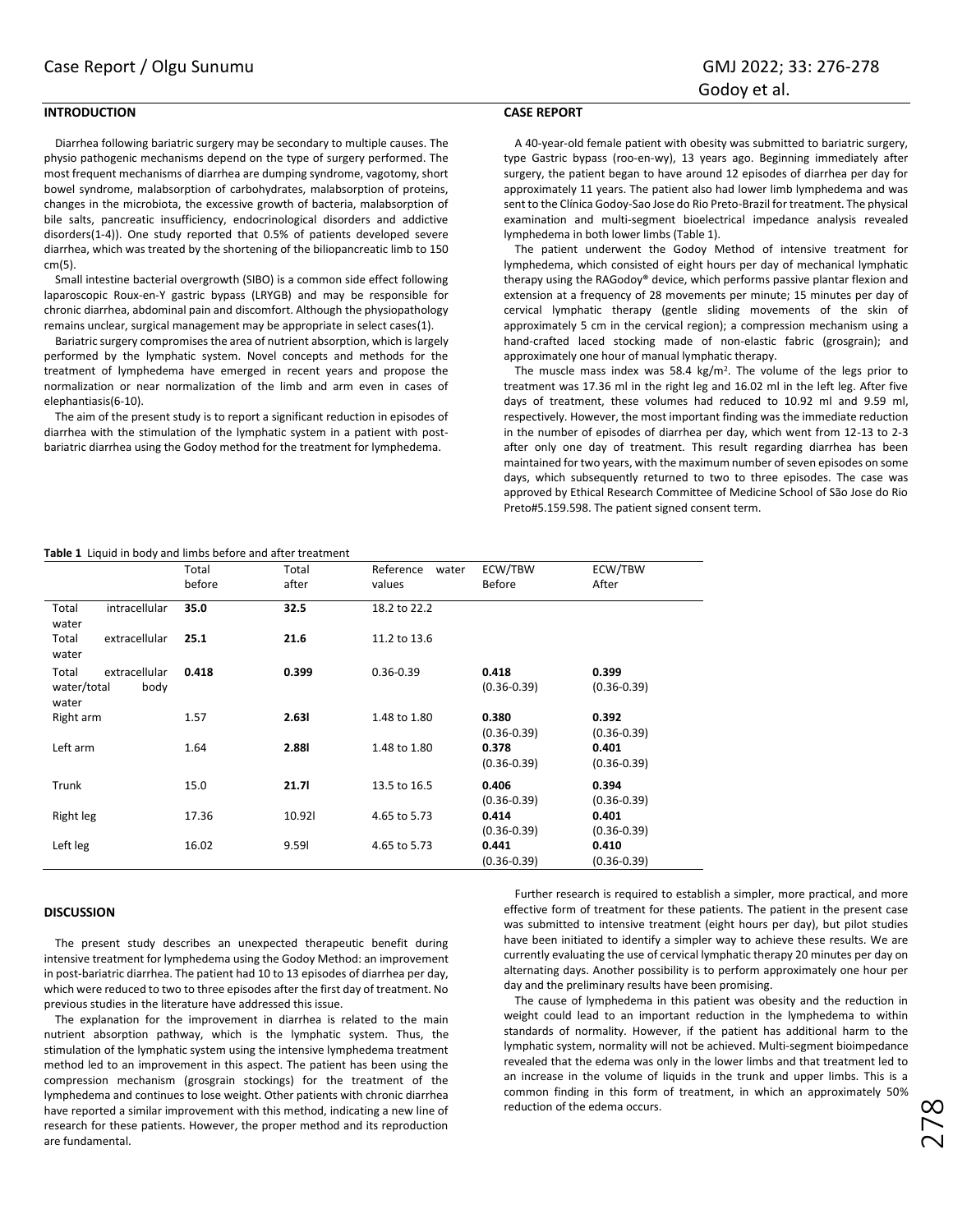## INTRODUCTION

Diarrhea following bariatric surgery may be secondary to multiple causes. The physio pathogenic mechanisms depend on the type of surgery performed. The most frequent mechanisms of diarrhea are dumping syndrome, vagotomy, short bowel syndrome, malabsorption of carbohydrates, malabsorption of proteins, changes in the microbiota, the excessive growth of bacteria, malabsorption of bile salts, pancreatic insufficiency, endocrinological disorders and addictive disorders(1-4)). One study reported that 0.5% of patients developed severe diarrhea, which was treated by the shortening of the biliopancreatic limb to 150 cm(5).

Small intestine bacterial overgrowth (SIBO) is a common side effect following laparoscopic Roux-en-Y gastric bypass (LRYGB) and may be responsible for chronic diarrhea, abdominal pain and discomfort. Although the physiopathology remains unclear, surgical management may be appropriate in select cases(1).

Bariatric surgery compromises the area of nutrient absorption, which is largely performed by the lymphatic system. Novel concepts and methods for the treatment of lymphedema have emerged in recent years and propose the normalization or near normalization of the limb and arm even in cases of elephantiasis(6-10).

The aim of the present study is to report a significant reduction in episodes of diarrhea with the stimulation of the lymphatic system in a patient with post-bariatric diarrhea using the Godoy method for the treatment for lymphedema.

## CASE REPORT

A 40-year-old female patient with obesity was submitted to bariatric surgery, type Gastric bypass (roo-en-wy), 13 years ago. Beginning immediately after surgery, the patient began to have around 12 episodes of diarrhea per day for approximately 11 years. The patient also had lower limb lymphedema and was sent to the Clínica Godoy-Sao Jose do Rio Preto-Brazil for treatment. The physical examination and multi-segment bioelectrical impedance analysis revealed lymphedema in both lower limbs (Table 1).

The patient underwent the Godoy Method of intensive treatment for lymphedema, which consisted of eight hours per day of mechanical lymphatic therapy using the RAGodoy® device, which performs passive plantar flexion and extension at a frequency of 28 movements per minute; 15 minutes per day of cervical lymphatic therapy (gentle sliding movements of the skin of approximately 5 cm in the cervical region); a compression mechanism using a hand-crafted laced stocking made of non-elastic fabric (grosgrain); and approximately one hour of manual lymphatic therapy.

The muscle mass index was 58.4 kg/m². The volume of the legs prior to treatment was 17.36 ml in the right leg and 16.02 ml in the left leg. After five days of treatment, these volumes had reduced to 10.92 ml and 9.59 ml, respectively. However, the most important finding was the immediate reduction in the number of episodes of diarrhea per day, which went from 12-13 to 2-3 after only one day of treatment. This result regarding diarrhea has been maintained for two years, with the maximum number of seven episodes on some days, which subsequently returned to two to three episodes. The case was approved by Ethical Research Committee of Medicine School of São Jose do Rio Preto#5.159.598. The patient signed consent term.

**Table 1** Liquid in body and limbs before and after treatment

| | Total before | Total after | Reference water values | ECW/TBW Before | ECW/TBW After |
|---|---|---|---|---|---|
| Total intracellular water | **35.0** | **32.5** | 18.2 to 22.2 | | |
| Total extracellular water | **25.1** | **21.6** | 11.2 to 13.6 | | |
| Total extracellular water/total body water | **0.418** | **0.399** | 0.36-0.39 | **0.418** (0.36-0.39) | **0.399** (0.36-0.39) |
| Right arm | 1.57 | **2.63l** | 1.48 to 1.80 | **0.380** (0.36-0.39) | **0.392** (0.36-0.39) |
| Left arm | 1.64 | **2.88l** | 1.48 to 1.80 | **0.378** (0.36-0.39) | **0.401** (0.36-0.39) |
| Trunk | 15.0 | **21.7l** | 13.5 to 16.5 | **0.406** (0.36-0.39) | **0.394** (0.36-0.39) |
| Right leg | 17.36 | 10.92l | 4.65 to 5.73 | **0.414** (0.36-0.39) | **0.401** (0.36-0.39) |
| Left leg | 16.02 | 9.59l | 4.65 to 5.73 | **0.441** (0.36-0.39) | **0.410** (0.36-0.39) |

## DISCUSSION

The present study describes an unexpected therapeutic benefit during intensive treatment for lymphedema using the Godoy Method: an improvement in post-bariatric diarrhea. The patient had 10 to 13 episodes of diarrhea per day, which were reduced to two to three episodes after the first day of treatment. No previous studies in the literature have addressed this issue.

The explanation for the improvement in diarrhea is related to the main nutrient absorption pathway, which is the lymphatic system. Thus, the stimulation of the lymphatic system using the intensive lymphedema treatment method led to an improvement in this aspect. The patient has been using the compression mechanism (grosgrain stockings) for the treatment of the lymphedema and continues to lose weight. Other patients with chronic diarrhea have reported a similar improvement with this method, indicating a new line of research for these patients. However, the proper method and its reproduction are fundamental.

Further research is required to establish a simpler, more practical, and more effective form of treatment for these patients. The patient in the present case was submitted to intensive treatment (eight hours per day), but pilot studies have been initiated to identify a simpler way to achieve these results. We are currently evaluating the use of cervical lymphatic therapy 20 minutes per day on alternating days. Another possibility is to perform approximately one hour per day and the preliminary results have been promising.

The cause of lymphedema in this patient was obesity and the reduction in weight could lead to an important reduction in the lymphedema to within standards of normality. However, if the patient has additional harm to the lymphatic system, normality will not be achieved. Multi-segment bioimpedance revealed that the edema was only in the lower limbs and that treatment led to an increase in the volume of liquids in the trunk and upper limbs. This is a common finding in this form of treatment, in which an approximately 50% reduction of the edema occurs.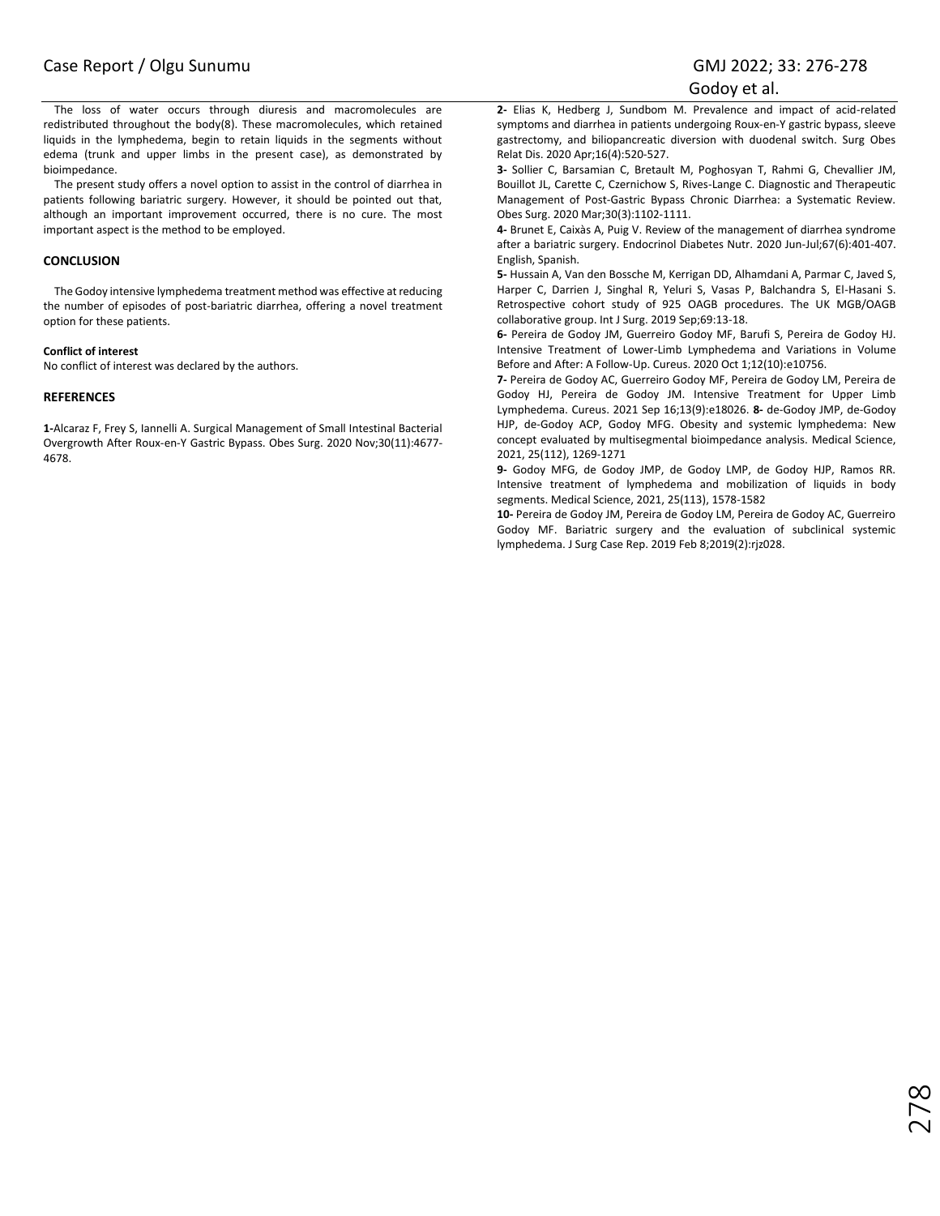The loss of water occurs through diuresis and macromolecules are redistributed throughout the body(8). These macromolecules, which retained liquids in the lymphedema, begin to retain liquids in the segments without edema (trunk and upper limbs in the present case), as demonstrated by bioimpedance.

The present study offers a novel option to assist in the control of diarrhea in patients following bariatric surgery. However, it should be pointed out that, although an important improvement occurred, there is no cure. The most important aspect is the method to be employed.

## CONCLUSION

The Godoy intensive lymphedema treatment method was effective at reducing the number of episodes of post-bariatric diarrhea, offering a novel treatment option for these patients.

#### Conflict of interest

No conflict of interest was declared by the authors.

## REFERENCES

**1-**Alcaraz F, Frey S, Iannelli A. Surgical Management of Small Intestinal Bacterial Overgrowth After Roux-en-Y Gastric Bypass. Obes Surg. 2020 Nov;30(11):4677-4678.

**2-** Elias K, Hedberg J, Sundbom M. Prevalence and impact of acid-related symptoms and diarrhea in patients undergoing Roux-en-Y gastric bypass, sleeve gastrectomy, and biliopancreatic diversion with duodenal switch. Surg Obes Relat Dis. 2020 Apr;16(4):520-527.

**3-** Sollier C, Barsamian C, Bretault M, Poghosyan T, Rahmi G, Chevallier JM, Bouillot JL, Carette C, Czernichow S, Rives-Lange C. Diagnostic and Therapeutic Management of Post-Gastric Bypass Chronic Diarrhea: a Systematic Review. Obes Surg. 2020 Mar;30(3):1102-1111.

**4-** Brunet E, Caixàs A, Puig V. Review of the management of diarrhea syndrome after a bariatric surgery. Endocrinol Diabetes Nutr. 2020 Jun-Jul;67(6):401-407. English, Spanish.

**5-** Hussain A, Van den Bossche M, Kerrigan DD, Alhamdani A, Parmar C, Javed S, Harper C, Darrien J, Singhal R, Yeluri S, Vasas P, Balchandra S, El-Hasani S. Retrospective cohort study of 925 OAGB procedures. The UK MGB/OAGB collaborative group. Int J Surg. 2019 Sep;69:13-18.

**6-** Pereira de Godoy JM, Guerreiro Godoy MF, Barufi S, Pereira de Godoy HJ. Intensive Treatment of Lower-Limb Lymphedema and Variations in Volume Before and After: A Follow-Up. Cureus. 2020 Oct 1;12(10):e10756.

**7-** Pereira de Godoy AC, Guerreiro Godoy MF, Pereira de Godoy LM, Pereira de Godoy HJ, Pereira de Godoy JM. Intensive Treatment for Upper Limb Lymphedema. Cureus. 2021 Sep 16;13(9):e18026.

**8-** de-Godoy JMP, de-Godoy HJP, de-Godoy ACP, Godoy MFG. Obesity and systemic lymphedema: New concept evaluated by multisegmental bioimpedance analysis. Medical Science, 2021, 25(112), 1269-1271

**9-** Godoy MFG, de Godoy JMP, de Godoy LMP, de Godoy HJP, Ramos RR. Intensive treatment of lymphedema and mobilization of liquids in body segments. Medical Science, 2021, 25(113), 1578-1582

**10-** Pereira de Godoy JM, Pereira de Godoy LM, Pereira de Godoy AC, Guerreiro Godoy MF. Bariatric surgery and the evaluation of subclinical systemic lymphedema. J Surg Case Rep. 2019 Feb 8;2019(2):rjz028.